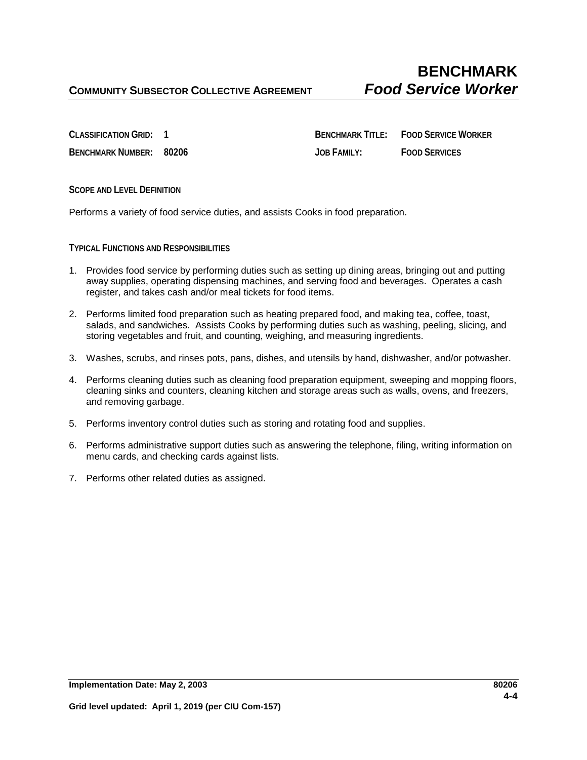# BENCHMARK

**COMMUNITY SUBSECTOR COLLECTIVE AGREEMENT** ***Food Service Worker***

| | | | |
|---|---|---|---|
| **CLASSIFICATION GRID:** | **1** | **BENCHMARK TITLE:** | **FOOD SERVICE WORKER** |
| **BENCHMARK NUMBER:** | **80206** | **JOB FAMILY:** | **FOOD SERVICES** |

## SCOPE AND LEVEL DEFINITION

Performs a variety of food service duties, and assists Cooks in food preparation.

## TYPICAL FUNCTIONS AND RESPONSIBILITIES

1. Provides food service by performing duties such as setting up dining areas, bringing out and putting away supplies, operating dispensing machines, and serving food and beverages. Operates a cash register, and takes cash and/or meal tickets for food items.
2. Performs limited food preparation such as heating prepared food, and making tea, coffee, toast, salads, and sandwiches. Assists Cooks by performing duties such as washing, peeling, slicing, and storing vegetables and fruit, and counting, weighing, and measuring ingredients.
3. Washes, scrubs, and rinses pots, pans, dishes, and utensils by hand, dishwasher, and/or potwasher.
4. Performs cleaning duties such as cleaning food preparation equipment, sweeping and mopping floors, cleaning sinks and counters, cleaning kitchen and storage areas such as walls, ovens, and freezers, and removing garbage.
5. Performs inventory control duties such as storing and rotating food and supplies.
6. Performs administrative support duties such as answering the telephone, filing, writing information on menu cards, and checking cards against lists.
7. Performs other related duties as assigned.

**Implementation Date: May 2, 2003** **80206**

**Grid level updated: April 1, 2019 (per CIU Com-157)**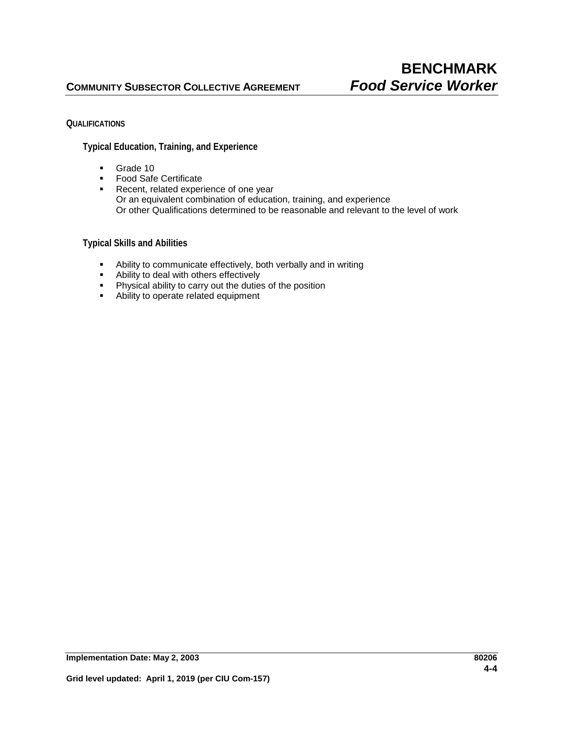## QUALIFICATIONS

### Typical Education, Training, and Experience

- Grade 10
- Food Safe Certificate
- Recent, related experience of one year
  Or an equivalent combination of education, training, and experience
  Or other Qualifications determined to be reasonable and relevant to the level of work

### Typical Skills and Abilities

- Ability to communicate effectively, both verbally and in writing
- Ability to deal with others effectively
- Physical ability to carry out the duties of the position
- Ability to operate related equipment